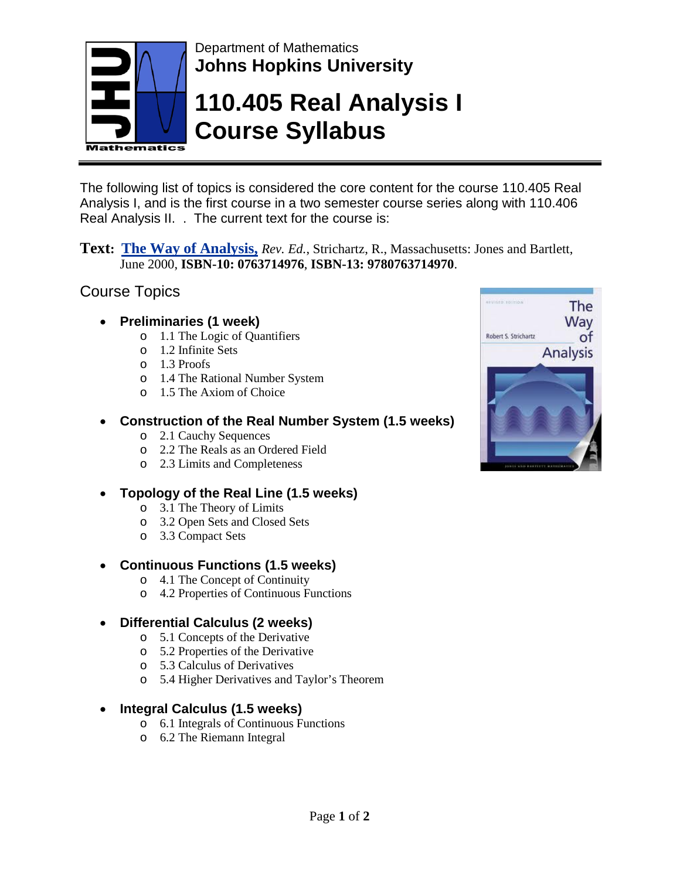Department of Mathematics

**Johns Hopkins University**

# 110.405 Real Analysis I Course Syllabus

The following list of topics is considered the core content for the course 110.405 Real Analysis I, and is the first course in a two semester course series along with 110.406 Real Analysis II. . The current text for the course is:

**Text:** **The Way of Analysis,** *Rev. Ed.*, Strichartz, R., Massachusetts: Jones and Bartlett, June 2000, **ISBN-10: 0763714976**, **ISBN-13: 9780763714970**.

## Course Topics

- **Preliminaries (1 week)**
  - 1.1 The Logic of Quantifiers
  - 1.2 Infinite Sets
  - 1.3 Proofs
  - 1.4 The Rational Number System
  - 1.5 The Axiom of Choice

- **Construction of the Real Number System (1.5 weeks)**
  - 2.1 Cauchy Sequences
  - 2.2 The Reals as an Ordered Field
  - 2.3 Limits and Completeness

- **Topology of the Real Line (1.5 weeks)**
  - 3.1 The Theory of Limits
  - 3.2 Open Sets and Closed Sets
  - 3.3 Compact Sets

- **Continuous Functions (1.5 weeks)**
  - 4.1 The Concept of Continuity
  - 4.2 Properties of Continuous Functions

- **Differential Calculus (2 weeks)**
  - 5.1 Concepts of the Derivative
  - 5.2 Properties of the Derivative
  - 5.3 Calculus of Derivatives
  - 5.4 Higher Derivatives and Taylor's Theorem

- **Integral Calculus (1.5 weeks)**
  - 6.1 Integrals of Continuous Functions
  - 6.2 The Riemann Integral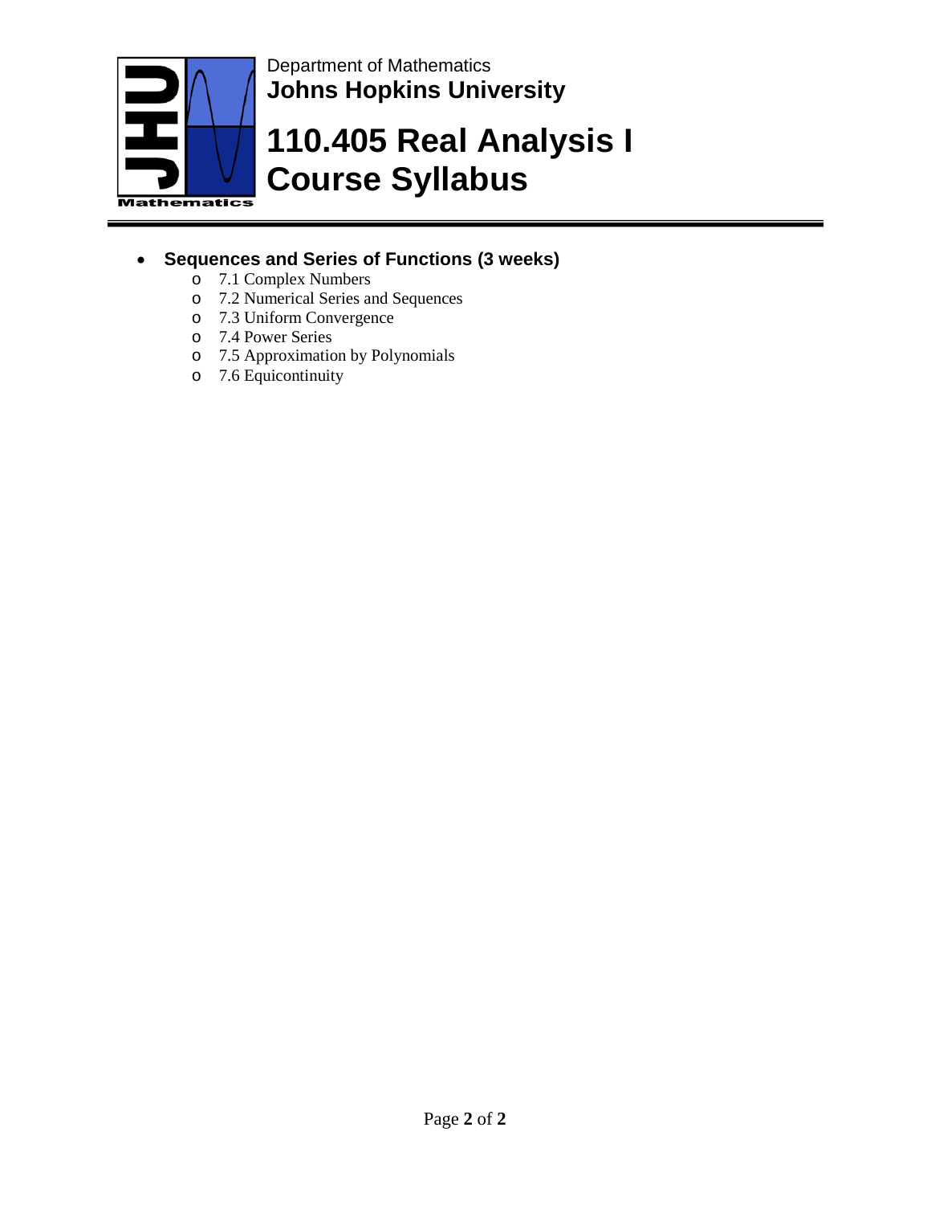- **Sequences and Series of Functions (3 weeks)**
  - 7.1 Complex Numbers
  - 7.2 Numerical Series and Sequences
  - 7.3 Uniform Convergence
  - 7.4 Power Series
  - 7.5 Approximation by Polynomials
  - 7.6 Equicontinuity